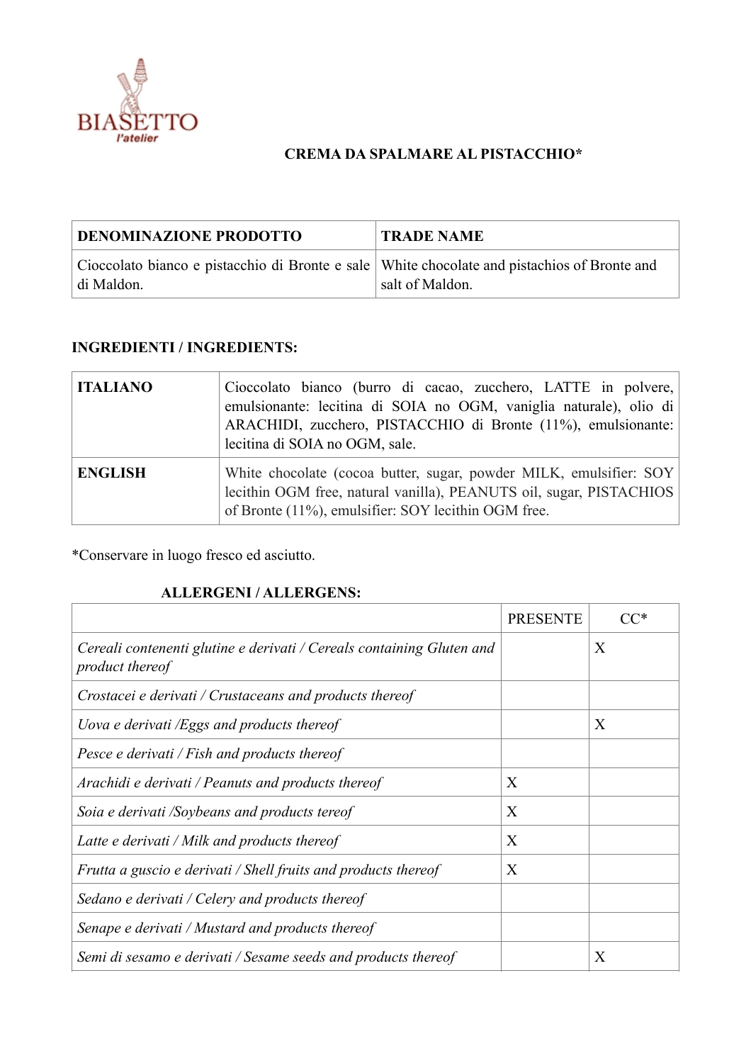BIASETTO
l'atelier

# CREMA DA SPALMARE AL PISTACCHIO*

| DENOMINAZIONE PRODOTTO | TRADE NAME |
|---|---|
| Cioccolato bianco e pistacchio di Bronte e sale di Maldon. | White chocolate and pistachios of Bronte and salt of Maldon. |

## INGREDIENTI / INGREDIENTS:

| | |
|---|---|
| **ITALIANO** | Cioccolato bianco (burro di cacao, zucchero, LATTE in polvere, emulsionante: lecitina di SOIA no OGM, vaniglia naturale), olio di ARACHIDI, zucchero, PISTACCHIO di Bronte (11%), emulsionante: lecitina di SOIA no OGM, sale. |
| **ENGLISH** | White chocolate (cocoa butter, sugar, powder MILK, emulsifier: SOY lecithin OGM free, natural vanilla), PEANUTS oil, sugar, PISTACHIOS of Bronte (11%), emulsifier: SOY lecithin OGM free. |

*Conservare in luogo fresco ed asciutto.

**ALLERGENI / ALLERGENS:**

| | PRESENTE | CC* |
|---|---|---|
| *Cereali contenenti glutine e derivati / Cereals containing Gluten and product thereof* | | X |
| *Crostacei e derivati / Crustaceans and products thereof* | | |
| *Uova e derivati /Eggs and products thereof* | | X |
| *Pesce e derivati / Fish and products thereof* | | |
| *Arachidi e derivati / Peanuts and products thereof* | X | |
| *Soia e derivati /Soybeans and products tereof* | X | |
| *Latte e derivati / Milk and products thereof* | X | |
| *Frutta a guscio e derivati / Shell fruits and products thereof* | X | |
| *Sedano e derivati / Celery and products thereof* | | |
| *Senape e derivati / Mustard and products thereof* | | |
| *Semi di sesamo e derivati / Sesame seeds and products thereof* | | X |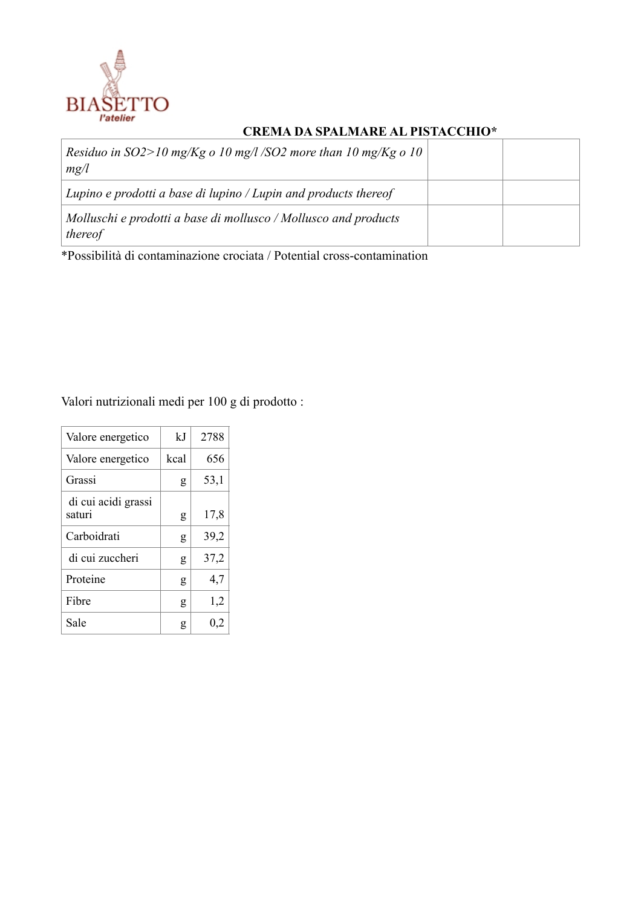BIASETTO
l'atelier

**CREMA DA SPALMARE AL PISTACCHIO***

| | | |
|---|---|---|
| *Residuo in SO2>10 mg/Kg o 10 mg/l /SO2 more than 10 mg/Kg o 10 mg/l* | | |
| *Lupino e prodotti a base di lupino / Lupin and products thereof* | | |
| *Molluschi e prodotti a base di mollusco / Mollusco and products thereof* | | |

*Possibilità di contaminazione crociata / Potential cross-contamination

Valori nutrizionali medi per 100 g di prodotto :

| | | |
|---|---|---|
| Valore energetico | kJ | 2788 |
| Valore energetico | kcal | 656 |
| Grassi | g | 53,1 |
| di cui acidi grassi saturi | g | 17,8 |
| Carboidrati | g | 39,2 |
| di cui zuccheri | g | 37,2 |
| Proteine | g | 4,7 |
| Fibre | g | 1,2 |
| Sale | g | 0,2 |